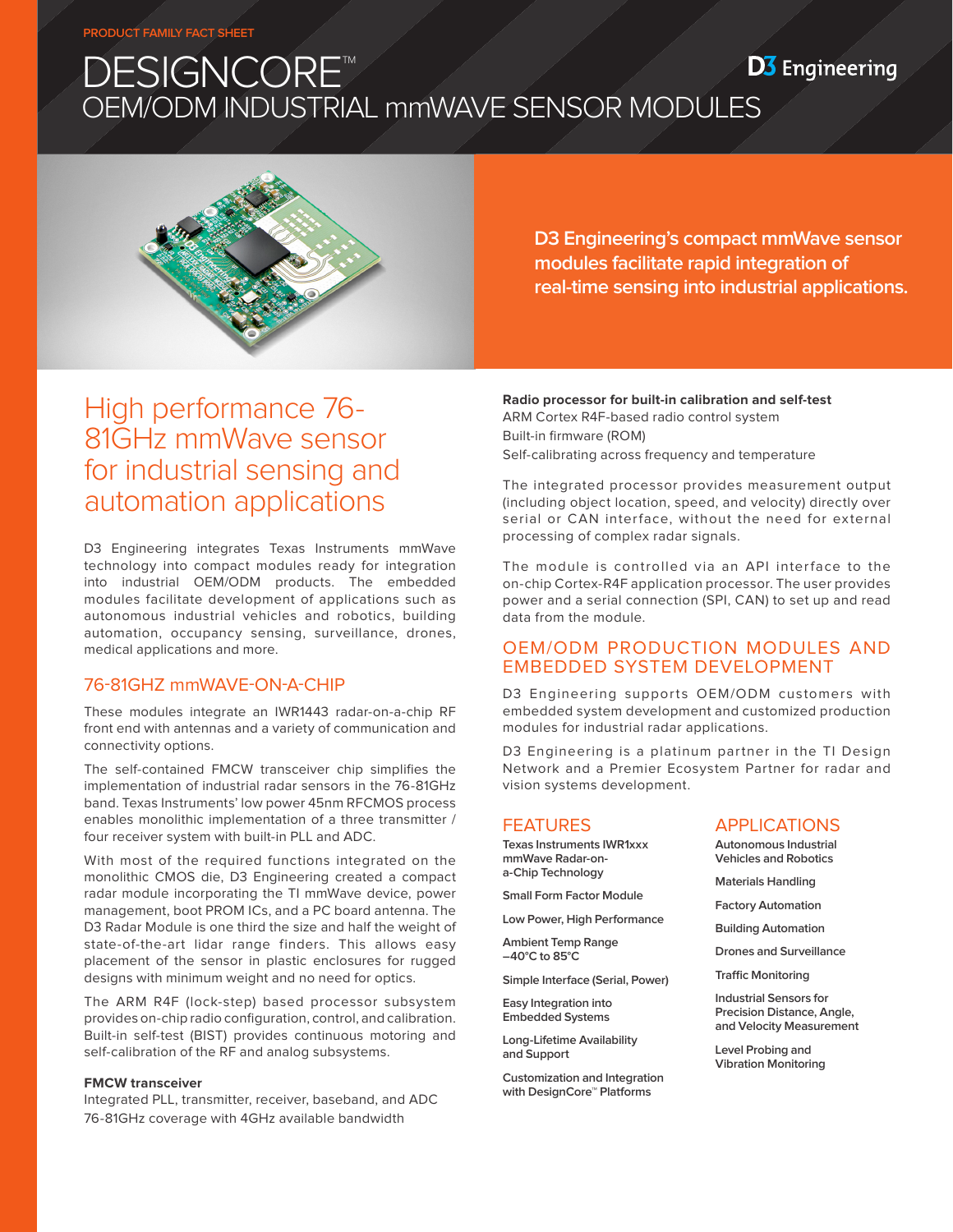PRODUCT FAMILY FACT SHEET

# DESIGNCORE™ OEM/ODM INDUSTRIAL mmWAVE SENSOR MODULES

D3 Engineering

**D3 Engineering's compact mmWave sensor modules facilitate rapid integration of real-time sensing into industrial applications.**

## High performance 76-81GHz mmWave sensor for industrial sensing and automation applications

D3 Engineering integrates Texas Instruments mmWave technology into compact modules ready for integration into industrial OEM/ODM products. The embedded modules facilitate development of applications such as autonomous industrial vehicles and robotics, building automation, occupancy sensing, surveillance, drones, medical applications and more.

### 76-81GHZ mmWAVE-ON-A-CHIP

These modules integrate an IWR1443 radar-on-a-chip RF front end with antennas and a variety of communication and connectivity options.

The self-contained FMCW transceiver chip simplifies the implementation of industrial radar sensors in the 76-81GHz band. Texas Instruments' low power 45nm RFCMOS process enables monolithic implementation of a three transmitter / four receiver system with built-in PLL and ADC.

With most of the required functions integrated on the monolithic CMOS die, D3 Engineering created a compact radar module incorporating the TI mmWave device, power management, boot PROM ICs, and a PC board antenna. The D3 Radar Module is one third the size and half the weight of state-of-the-art lidar range finders. This allows easy placement of the sensor in plastic enclosures for rugged designs with minimum weight and no need for optics.

The ARM R4F (lock-step) based processor subsystem provides on-chip radio configuration, control, and calibration. Built-in self-test (BIST) provides continuous motoring and self-calibration of the RF and analog subsystems.

**FMCW transceiver**
Integrated PLL, transmitter, receiver, baseband, and ADC
76-81GHz coverage with 4GHz available bandwidth

**Radio processor for built-in calibration and self-test**
ARM Cortex R4F-based radio control system
Built-in firmware (ROM)
Self-calibrating across frequency and temperature

The integrated processor provides measurement output (including object location, speed, and velocity) directly over serial or CAN interface, without the need for external processing of complex radar signals.

The module is controlled via an API interface to the on-chip Cortex-R4F application processor. The user provides power and a serial connection (SPI, CAN) to set up and read data from the module.

### OEM/ODM PRODUCTION MODULES AND EMBEDDED SYSTEM DEVELOPMENT

D3 Engineering supports OEM/ODM customers with embedded system development and customized production modules for industrial radar applications.

D3 Engineering is a platinum partner in the TI Design Network and a Premier Ecosystem Partner for radar and vision systems development.

### FEATURES

- Texas Instruments IWR1xxx mmWave Radar-on-a-Chip Technology
- Small Form Factor Module
- Low Power, High Performance
- Ambient Temp Range –40°C to 85°C
- Simple Interface (Serial, Power)
- Easy Integration into Embedded Systems
- Long-Lifetime Availability and Support
- Customization and Integration with DesignCore™ Platforms

### APPLICATIONS

- Autonomous Industrial Vehicles and Robotics
- Materials Handling
- Factory Automation
- Building Automation
- Drones and Surveillance
- Traffic Monitoring
- Industrial Sensors for Precision Distance, Angle, and Velocity Measurement
- Level Probing and Vibration Monitoring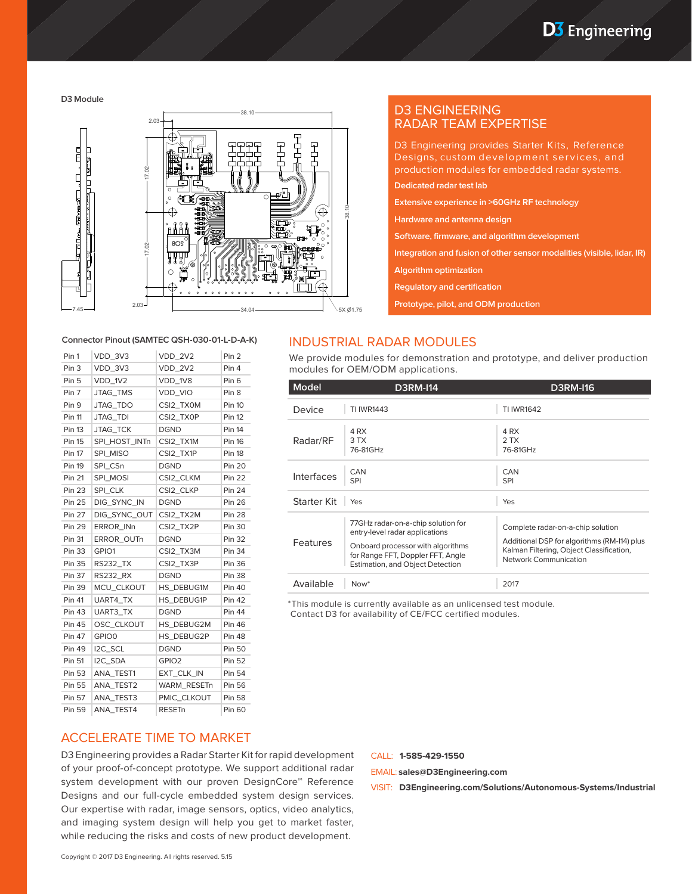D3 Module

7.45
2.03
38.10
17.02
17.02
2.03
34.04
38.10
5X Ø1.75

## D3 ENGINEERING RADAR TEAM EXPERTISE

D3 Engineering provides Starter Kits, Reference Designs, custom development services, and production modules for embedded radar systems.

**Dedicated radar test lab**

**Extensive experience in >60GHz RF technology**

**Hardware and antenna design**

**Software, firmware, and algorithm development**

**Integration and fusion of other sensor modalities (visible, lidar, IR)**

**Algorithm optimization**

**Regulatory and certification**

**Prototype, pilot, and ODM production**

### Connector Pinout (SAMTEC QSH-030-01-L-D-A-K)

| | | | |
|---|---|---|---|
| Pin 1 | VDD_3V3 | VDD_2V2 | Pin 2 |
| Pin 3 | VDD_3V3 | VDD_2V2 | Pin 4 |
| Pin 5 | VDD_1V2 | VDD_1V8 | Pin 6 |
| Pin 7 | JTAG_TMS | VDD_VIO | Pin 8 |
| Pin 9 | JTAG_TDO | CSI2_TX0M | Pin 10 |
| Pin 11 | JTAG_TDI | CSI2_TX0P | Pin 12 |
| Pin 13 | JTAG_TCK | DGND | Pin 14 |
| Pin 15 | SPI_HOST_INTn | CSI2_TX1M | Pin 16 |
| Pin 17 | SPI_MISO | CSI2_TX1P | Pin 18 |
| Pin 19 | SPI_CSn | DGND | Pin 20 |
| Pin 21 | SPI_MOSI | CSI2_CLKM | Pin 22 |
| Pin 23 | SPI_CLK | CSI2_CLKP | Pin 24 |
| Pin 25 | DIG_SYNC_IN | DGND | Pin 26 |
| Pin 27 | DIG_SYNC_OUT | CSI2_TX2M | Pin 28 |
| Pin 29 | ERROR_INn | CSI2_TX2P | Pin 30 |
| Pin 31 | ERROR_OUTn | DGND | Pin 32 |
| Pin 33 | GPIO1 | CSI2_TX3M | Pin 34 |
| Pin 35 | RS232_TX | CSI2_TX3P | Pin 36 |
| Pin 37 | RS232_RX | DGND | Pin 38 |
| Pin 39 | MCU_CLKOUT | HS_DEBUG1M | Pin 40 |
| Pin 41 | UART4_TX | HS_DEBUG1P | Pin 42 |
| Pin 43 | UART3_TX | DGND | Pin 44 |
| Pin 45 | OSC_CLKOUT | HS_DEBUG2M | Pin 46 |
| Pin 47 | GPIO0 | HS_DEBUG2P | Pin 48 |
| Pin 49 | I2C_SCL | DGND | Pin 50 |
| Pin 51 | I2C_SDA | GPIO2 | Pin 52 |
| Pin 53 | ANA_TEST1 | EXT_CLK_IN | Pin 54 |
| Pin 55 | ANA_TEST2 | WARM_RESETn | Pin 56 |
| Pin 57 | ANA_TEST3 | PMIC_CLKOUT | Pin 58 |
| Pin 59 | ANA_TEST4 | RESETn | Pin 60 |

## INDUSTRIAL RADAR MODULES

We provide modules for demonstration and prototype, and deliver production modules for OEM/ODM applications.

| Model | D3RM-I14 | D3RM-I16 |
|---|---|---|
| Device | TI IWR1443 | TI IWR1642 |
| Radar/RF | 4 RX<br>3 TX<br>76-81GHz | 4 RX<br>2 TX<br>76-81GHz |
| Interfaces | CAN<br>SPI | CAN<br>SPI |
| Starter Kit | Yes | Yes |
| Features | 77GHz radar-on-a-chip solution for entry-level radar applications<br>Onboard processor with algorithms for Range FFT, Doppler FFT, Angle Estimation, and Object Detection | Complete radar-on-a-chip solution<br>Additional DSP for algorithms (RM-I14) plus Kalman Filtering, Object Classification, Network Communication |
| Available | Now* | 2017 |

*This module is currently available as an unlicensed test module. Contact D3 for availability of CE/FCC certified modules.

## ACCELERATE TIME TO MARKET

D3 Engineering provides a Radar Starter Kit for rapid development of your proof-of-concept prototype. We support additional radar system development with our proven DesignCore™ Reference Designs and our full-cycle embedded system design services. Our expertise with radar, image sensors, optics, video analytics, and imaging system design will help you get to market faster, while reducing the risks and costs of new product development.

CALL: **1-585-429-1550**

EMAIL: **sales@D3Engineering.com**

VISIT: **D3Engineering.com/Solutions/Autonomous-Systems/Industrial**

Copyright © 2017 D3 Engineering. All rights reserved. 5.15